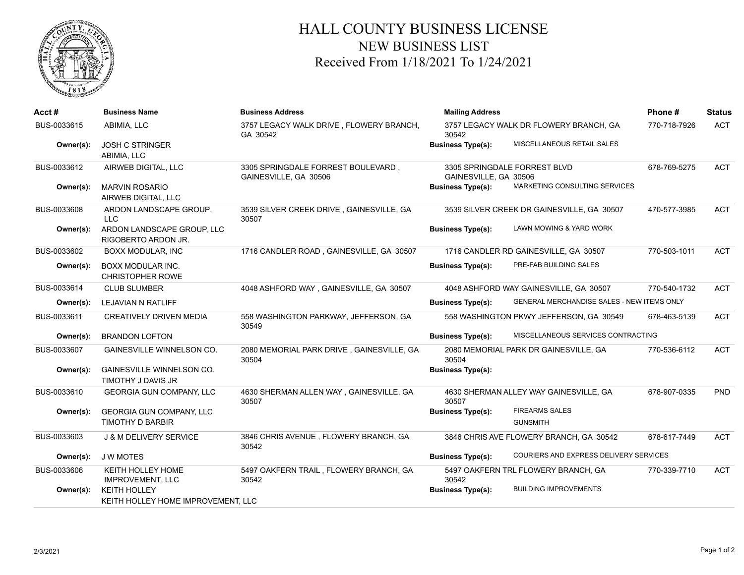# HALL COUNTY BUSINESS LICENSE
## NEW BUSINESS LIST
### Received From 1/18/2021 To 1/24/2021

| Acct # | Business Name | Business Address | Mailing Address | Phone # | Status |
|---|---|---|---|---|---|
| BUS-0033615 | ABIMIA, LLC | 3757 LEGACY WALK DRIVE , FLOWERY BRANCH, GA 30542 | 3757 LEGACY WALK DR FLOWERY BRANCH, GA 30542 | 770-718-7926 | ACT |
| Owner(s): | JOSH C STRINGER<br>ABIMIA, LLC | | Business Type(s): MISCELLANEOUS RETAIL SALES | | |
| BUS-0033612 | AIRWEB DIGITAL, LLC | 3305 SPRINGDALE FORREST BOULEVARD , GAINESVILLE, GA 30506 | 3305 SPRINGDALE FORREST BLVD GAINESVILLE, GA 30506 | 678-769-5275 | ACT |
| Owner(s): | MARVIN ROSARIO<br>AIRWEB DIGITAL, LLC | | Business Type(s): MARKETING CONSULTING SERVICES | | |
| BUS-0033608 | ARDON LANDSCAPE GROUP, LLC | 3539 SILVER CREEK DRIVE , GAINESVILLE, GA 30507 | 3539 SILVER CREEK DR GAINESVILLE, GA 30507 | 470-577-3985 | ACT |
| Owner(s): | ARDON LANDSCAPE GROUP, LLC<br>RIGOBERTO ARDON JR. | | Business Type(s): LAWN MOWING & YARD WORK | | |
| BUS-0033602 | BOXX MODULAR, INC | 1716 CANDLER ROAD , GAINESVILLE, GA 30507 | 1716 CANDLER RD GAINESVILLE, GA 30507 | 770-503-1011 | ACT |
| Owner(s): | BOXX MODULAR INC.<br>CHRISTOPHER ROWE | | Business Type(s): PRE-FAB BUILDING SALES | | |
| BUS-0033614 | CLUB SLUMBER | 4048 ASHFORD WAY , GAINESVILLE, GA 30507 | 4048 ASHFORD WAY GAINESVILLE, GA 30507 | 770-540-1732 | ACT |
| Owner(s): | LEJAVIAN N RATLIFF | | Business Type(s): GENERAL MERCHANDISE SALES - NEW ITEMS ONLY | | |
| BUS-0033611 | CREATIVELY DRIVEN MEDIA | 558 WASHINGTON PARKWAY, JEFFERSON, GA 30549 | 558 WASHINGTON PKWY JEFFERSON, GA 30549 | 678-463-5139 | ACT |
| Owner(s): | BRANDON LOFTON | | Business Type(s): MISCELLANEOUS SERVICES CONTRACTING | | |
| BUS-0033607 | GAINESVILLE WINNELSON CO. | 2080 MEMORIAL PARK DRIVE , GAINESVILLE, GA 30504 | 2080 MEMORIAL PARK DR GAINESVILLE, GA 30504 | 770-536-6112 | ACT |
| Owner(s): | GAINESVILLE WINNELSON CO.<br>TIMOTHY J DAVIS JR | | Business Type(s): | | |
| BUS-0033610 | GEORGIA GUN COMPANY, LLC | 4630 SHERMAN ALLEN WAY , GAINESVILLE, GA 30507 | 4630 SHERMAN ALLEY WAY GAINESVILLE, GA 30507 | 678-907-0335 | PND |
| Owner(s): | GEORGIA GUN COMPANY, LLC<br>TIMOTHY D BARBIR | | Business Type(s): FIREARMS SALES<br>GUNSMITH | | |
| BUS-0033603 | J & M DELIVERY SERVICE | 3846 CHRIS AVENUE , FLOWERY BRANCH, GA 30542 | 3846 CHRIS AVE FLOWERY BRANCH, GA 30542 | 678-617-7449 | ACT |
| Owner(s): | J W MOTES | | Business Type(s): COURIERS AND EXPRESS DELIVERY SERVICES | | |
| BUS-0033606 | KEITH HOLLEY HOME IMPROVEMENT, LLC | 5497 OAKFERN TRAIL , FLOWERY BRANCH, GA 30542 | 5497 OAKFERN TRL FLOWERY BRANCH, GA 30542 | 770-339-7710 | ACT |
| Owner(s): | KEITH HOLLEY<br>KEITH HOLLEY HOME IMPROVEMENT, LLC | | Business Type(s): BUILDING IMPROVEMENTS | | |

2/3/2021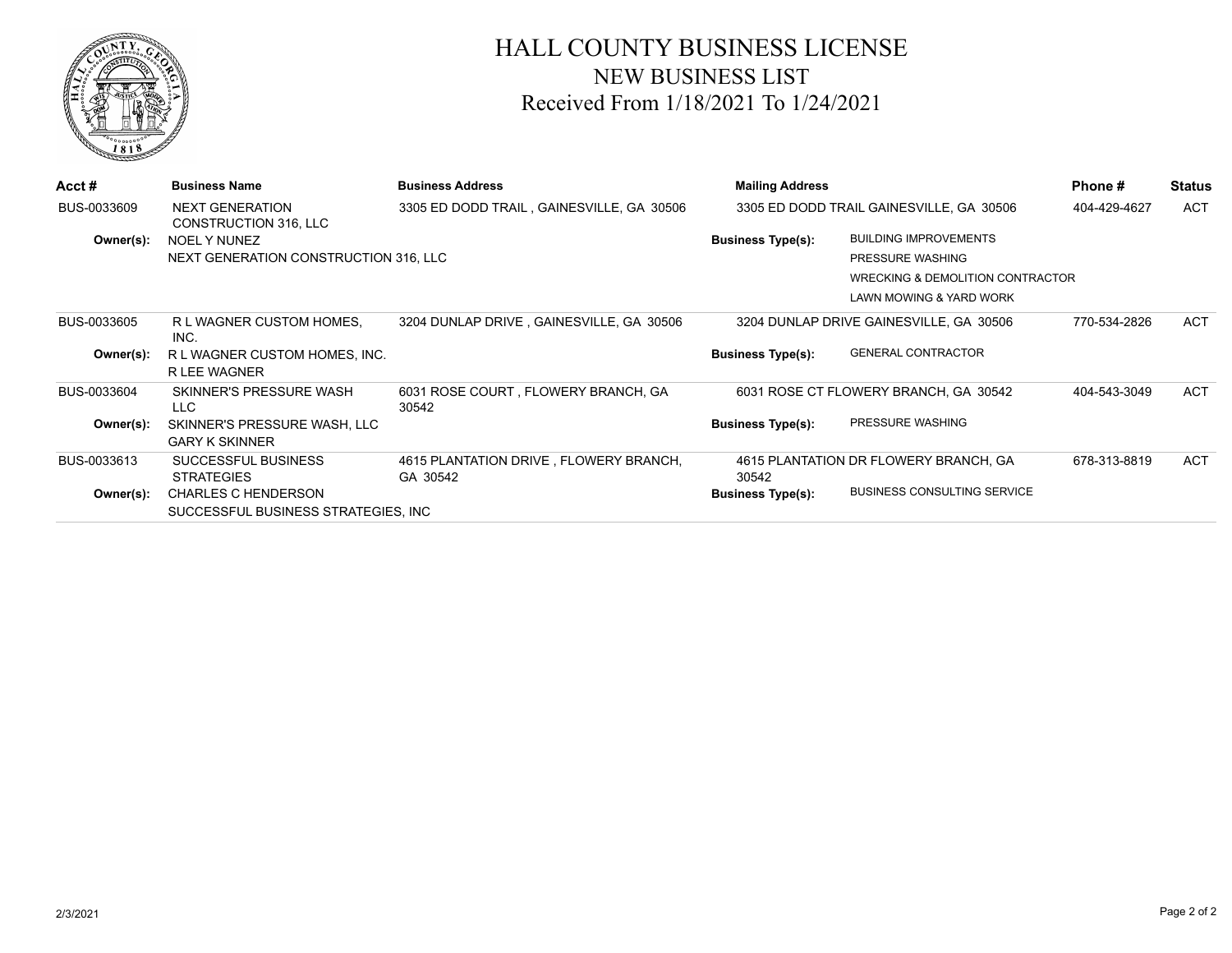# HALL COUNTY BUSINESS LICENSE

## NEW BUSINESS LIST

## Received From 1/18/2021 To 1/24/2021

| Acct # | Business Name | Business Address | Mailing Address | | Phone # | Status |
|---|---|---|---|---|---|---|
| BUS-0033609 | NEXT GENERATION CONSTRUCTION 316, LLC | 3305 ED DODD TRAIL , GAINESVILLE, GA 30506 | 3305 ED DODD TRAIL GAINESVILLE, GA 30506 | | 404-429-4627 | ACT |
| Owner(s): | NOEL Y NUNEZ<br>NEXT GENERATION CONSTRUCTION 316, LLC | | Business Type(s): | BUILDING IMPROVEMENTS<br>PRESSURE WASHING<br>WRECKING & DEMOLITION CONTRACTOR<br>LAWN MOWING & YARD WORK | | |
| BUS-0033605 | R L WAGNER CUSTOM HOMES, INC. | 3204 DUNLAP DRIVE , GAINESVILLE, GA 30506 | 3204 DUNLAP DRIVE GAINESVILLE, GA 30506 | | 770-534-2826 | ACT |
| Owner(s): | R L WAGNER CUSTOM HOMES, INC.<br>R LEE WAGNER | | Business Type(s): | GENERAL CONTRACTOR | | |
| BUS-0033604 | SKINNER'S PRESSURE WASH LLC | 6031 ROSE COURT , FLOWERY BRANCH, GA 30542 | 6031 ROSE CT FLOWERY BRANCH, GA 30542 | | 404-543-3049 | ACT |
| Owner(s): | SKINNER'S PRESSURE WASH, LLC<br>GARY K SKINNER | | Business Type(s): | PRESSURE WASHING | | |
| BUS-0033613 | SUCCESSFUL BUSINESS STRATEGIES | 4615 PLANTATION DRIVE , FLOWERY BRANCH, GA 30542 | 4615 PLANTATION DR FLOWERY BRANCH, GA 30542 | | 678-313-8819 | ACT |
| Owner(s): | CHARLES C HENDERSON<br>SUCCESSFUL BUSINESS STRATEGIES, INC | | Business Type(s): | BUSINESS CONSULTING SERVICE | | |

2/3/2021